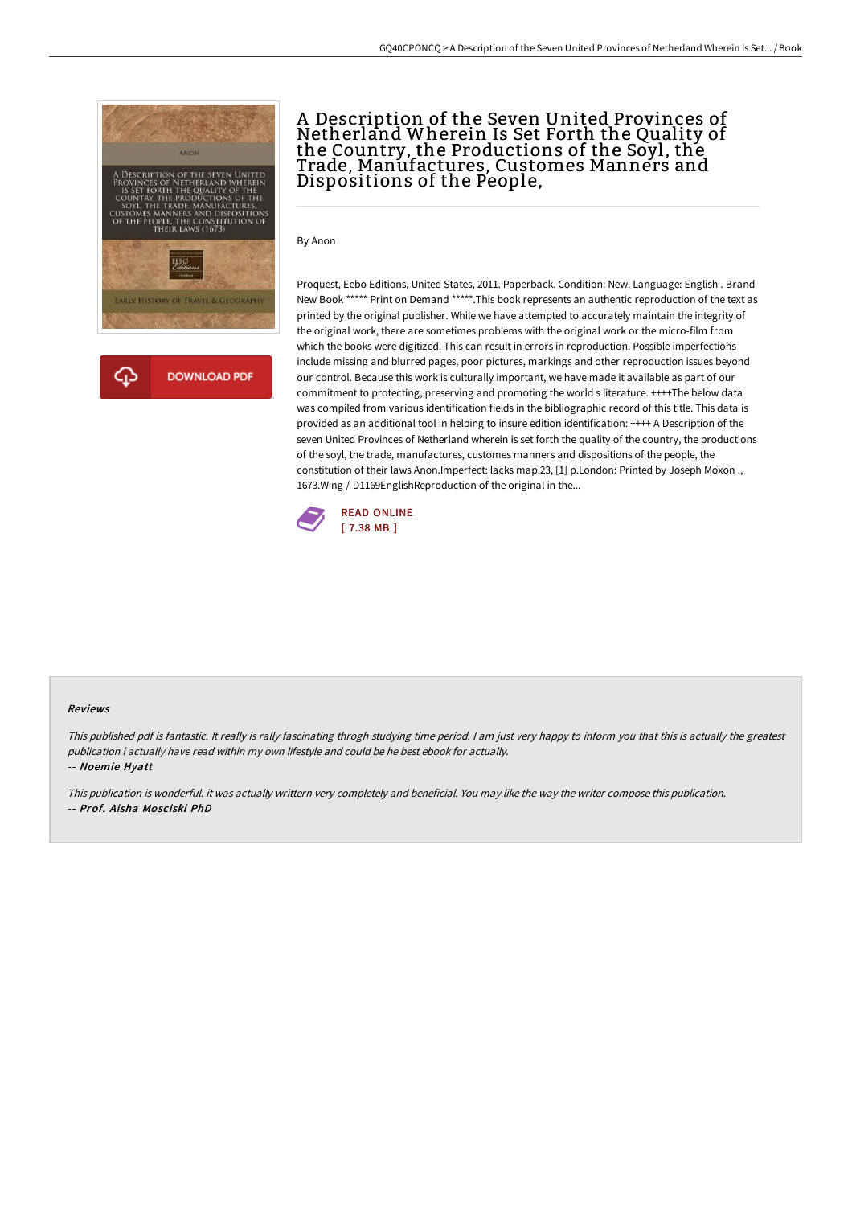# A Description of the Seven United Provinces of Netherland Wherein Is Set Forth the Quality of the Country, the Productions of the Soyl, the Trade, Manufactures, Customes Manners and Dispositions of the People,

By Anon

Proquest, Eebo Editions, United States, 2011. Paperback. Condition: New. Language: English . Brand New Book ***** Print on Demand *****.This book represents an authentic reproduction of the text as printed by the original publisher. While we have attempted to accurately maintain the integrity of the original work, there are sometimes problems with the original work or the micro-film from which the books were digitized. This can result in errors in reproduction. Possible imperfections include missing and blurred pages, poor pictures, markings and other reproduction issues beyond our control. Because this work is culturally important, we have made it available as part of our commitment to protecting, preserving and promoting the world s literature. ++++The below data was compiled from various identification fields in the bibliographic record of this title. This data is provided as an additional tool in helping to insure edition identification: ++++ A Description of the seven United Provinces of Netherland wherein is set forth the quality of the country, the productions of the soyl, the trade, manufactures, customes manners and dispositions of the people, the constitution of their laws Anon.Imperfect: lacks map.23, [1] p.London: Printed by Joseph Moxon ., 1673.Wing / D1169EnglishReproduction of the original in the...

DOWNLOAD PDF

READ ONLINE
[ 7.38 MB ]

## Reviews

*This published pdf is fantastic. It really is rally fascinating throgh studying time period. I am just very happy to inform you that this is actually the greatest publication i actually have read within my own lifestyle and could be he best ebook for actually.*

-- ***Noemie Hyatt***

*This publication is wonderful. it was actually writtern very completely and beneficial. You may like the way the writer compose this publication.*

-- ***Prof. Aisha Mosciski PhD***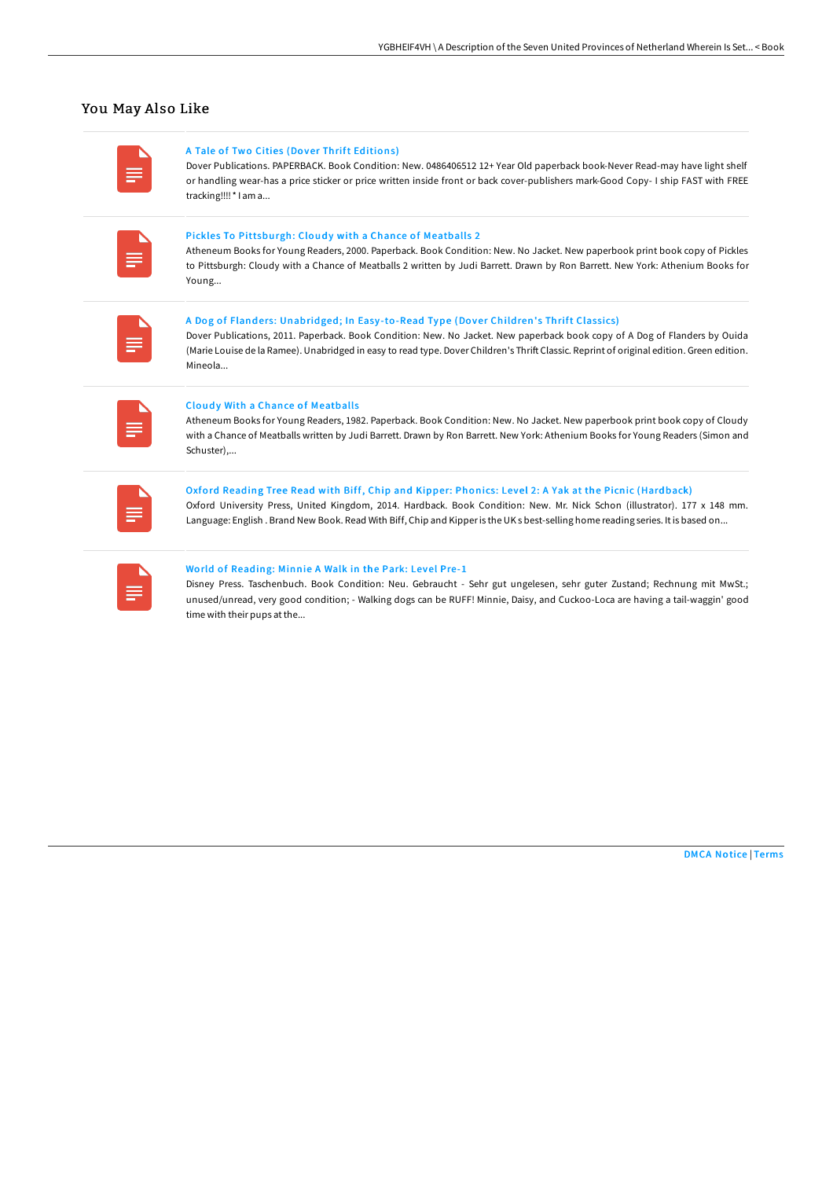## You May Also Like

### A Tale of Two Cities (Dover Thrift Editions)

Dover Publications. PAPERBACK. Book Condition: New. 0486406512 12+ Year Old paperback book-Never Read-may have light shelf or handling wear-has a price sticker or price written inside front or back cover-publishers mark-Good Copy- I ship FAST with FREE tracking!!!! * I am a...

### Pickles To Pittsburgh: Cloudy with a Chance of Meatballs 2

Atheneum Books for Young Readers, 2000. Paperback. Book Condition: New. No Jacket. New paperbook print book copy of Pickles to Pittsburgh: Cloudy with a Chance of Meatballs 2 written by Judi Barrett. Drawn by Ron Barrett. New York: Athenium Books for Young...

### A Dog of Flanders: Unabridged; In Easy-to-Read Type (Dover Children's Thrift Classics)

Dover Publications, 2011. Paperback. Book Condition: New. No Jacket. New paperback book copy of A Dog of Flanders by Ouida (Marie Louise de la Ramee). Unabridged in easy to read type. Dover Children's Thrift Classic. Reprint of original edition. Green edition. Mineola...

### Cloudy With a Chance of Meatballs

Atheneum Books for Young Readers, 1982. Paperback. Book Condition: New. No Jacket. New paperbook print book copy of Cloudy with a Chance of Meatballs written by Judi Barrett. Drawn by Ron Barrett. New York: Athenium Books for Young Readers (Simon and Schuster),...

### Oxford Reading Tree Read with Biff, Chip and Kipper: Phonics: Level 2: A Yak at the Picnic (Hardback)

Oxford University Press, United Kingdom, 2014. Hardback. Book Condition: New. Mr. Nick Schon (illustrator). 177 x 148 mm. Language: English . Brand New Book. Read With Biff, Chip and Kipper is the UK s best-selling home reading series. It is based on...

### World of Reading: Minnie A Walk in the Park: Level Pre-1

Disney Press. Taschenbuch. Book Condition: Neu. Gebraucht - Sehr gut ungelesen, sehr guter Zustand; Rechnung mit MwSt.; unused/unread, very good condition; - Walking dogs can be RUFF! Minnie, Daisy, and Cuckoo-Loca are having a tail-waggin' good time with their pups at the...

DMCA Notice | Terms